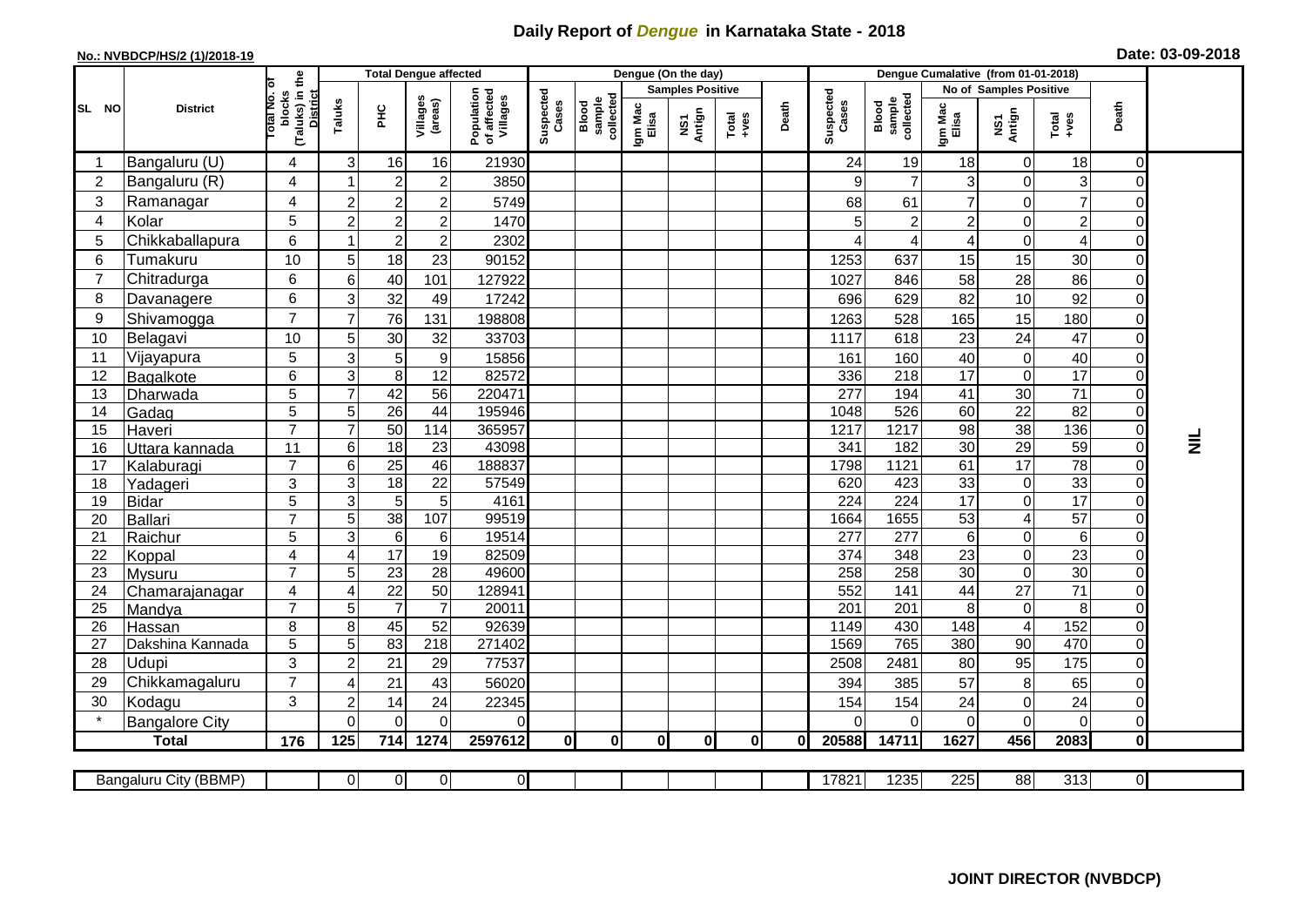# Daily Report of *Dengue* in Karnataka State - 2018

**No.: NVBDCP/HS/2 (1)/2018-19**

**Date: 03-09-2018**

| SL NO | District | Total No. of blocks (Taluks) in the District | Total Dengue affected | | | | Dengue (On the day) | | | | | | | Dengue Cumalative (from 01-01-2018) | | | | | | | |
|---|---|---|---|---|---|---|---|---|---|---|---|---|---|---|---|---|---|---|---|---|
| | | | Taluks | PHC | Villages (areas) | Population of affected Villages | Suspected Cases | Blood sample collected | Samples Positive | | | Death | Suspected Cases | Blood sample collected | No of Samples Positive | | | Death | |
| | | | | | | | | | Igm Mac Elisa | NS1 Antign | Total +ves | | | | Igm Mac Elisa | NS1 Antign | Total +ves | | |
| 1 | Bangaluru (U) | 4 | 3 | 16 | 16 | 21930 | | | | | | | 24 | 19 | 18 | 0 | 18 | 0 | NIL |
| 2 | Bangaluru (R) | 4 | 1 | 2 | 2 | 3850 | | | | | | | 9 | 7 | 3 | 0 | 3 | 0 | |
| 3 | Ramanagar | 4 | 2 | 2 | 2 | 5749 | | | | | | | 68 | 61 | 7 | 0 | 7 | 0 | |
| 4 | Kolar | 5 | 2 | 2 | 2 | 1470 | | | | | | | 5 | 2 | 2 | 0 | 2 | 0 | |
| 5 | Chikkaballapura | 6 | 1 | 2 | 2 | 2302 | | | | | | | 4 | 4 | 4 | 0 | 4 | 0 | |
| 6 | Tumakuru | 10 | 5 | 18 | 23 | 90152 | | | | | | | 1253 | 637 | 15 | 15 | 30 | 0 | |
| 7 | Chitradurga | 6 | 6 | 40 | 101 | 127922 | | | | | | | 1027 | 846 | 58 | 28 | 86 | 0 | |
| 8 | Davanagere | 6 | 3 | 32 | 49 | 17242 | | | | | | | 696 | 629 | 82 | 10 | 92 | 0 | |
| 9 | Shivamogga | 7 | 7 | 76 | 131 | 198808 | | | | | | | 1263 | 528 | 165 | 15 | 180 | 0 | |
| 10 | Belagavi | 10 | 5 | 30 | 32 | 33703 | | | | | | | 1117 | 618 | 23 | 24 | 47 | 0 | |
| 11 | Vijayapura | 5 | 3 | 5 | 9 | 15856 | | | | | | | 161 | 160 | 40 | 0 | 40 | 0 | |
| 12 | Bagalkote | 6 | 3 | 8 | 12 | 82572 | | | | | | | 336 | 218 | 17 | 0 | 17 | 0 | |
| 13 | Dharwada | 5 | 7 | 42 | 56 | 220471 | | | | | | | 277 | 194 | 41 | 30 | 71 | 0 | |
| 14 | Gadag | 5 | 5 | 26 | 44 | 195946 | | | | | | | 1048 | 526 | 60 | 22 | 82 | 0 | |
| 15 | Haveri | 7 | 7 | 50 | 114 | 365957 | | | | | | | 1217 | 1217 | 98 | 38 | 136 | 0 | |
| 16 | Uttara kannada | 11 | 6 | 18 | 23 | 43098 | | | | | | | 341 | 182 | 30 | 29 | 59 | 0 | |
| 17 | Kalaburagi | 7 | 6 | 25 | 46 | 188837 | | | | | | | 1798 | 1121 | 61 | 17 | 78 | 0 | |
| 18 | Yadageri | 3 | 3 | 18 | 22 | 57549 | | | | | | | 620 | 423 | 33 | 0 | 33 | 0 | |
| 19 | Bidar | 5 | 3 | 5 | 5 | 4161 | | | | | | | 224 | 224 | 17 | 0 | 17 | 0 | |
| 20 | Ballari | 7 | 5 | 38 | 107 | 99519 | | | | | | | 1664 | 1655 | 53 | 4 | 57 | 0 | |
| 21 | Raichur | 5 | 3 | 6 | 6 | 19514 | | | | | | | 277 | 277 | 6 | 0 | 6 | 0 | |
| 22 | Koppal | 4 | 4 | 17 | 19 | 82509 | | | | | | | 374 | 348 | 23 | 0 | 23 | 0 | |
| 23 | Mysuru | 7 | 5 | 23 | 28 | 49600 | | | | | | | 258 | 258 | 30 | 0 | 30 | 0 | |
| 24 | Chamarajanagar | 4 | 4 | 22 | 50 | 128941 | | | | | | | 552 | 141 | 44 | 27 | 71 | 0 | |
| 25 | Mandya | 7 | 5 | 7 | 7 | 20011 | | | | | | | 201 | 201 | 8 | 0 | 8 | 0 | |
| 26 | Hassan | 8 | 8 | 45 | 52 | 92639 | | | | | | | 1149 | 430 | 148 | 4 | 152 | 0 | |
| 27 | Dakshina Kannada | 5 | 5 | 83 | 218 | 271402 | | | | | | | 1569 | 765 | 380 | 90 | 470 | 0 | |
| 28 | Udupi | 3 | 2 | 21 | 29 | 77537 | | | | | | | 2508 | 2481 | 80 | 95 | 175 | 0 | |
| 29 | Chikkamagaluru | 7 | 4 | 21 | 43 | 56020 | | | | | | | 394 | 385 | 57 | 8 | 65 | 0 | |
| 30 | Kodagu | 3 | 2 | 14 | 24 | 22345 | | | | | | | 154 | 154 | 24 | 0 | 24 | 0 | |
| * | Bangalore City | | 0 | 0 | 0 | 0 | | | | | | | 0 | 0 | 0 | 0 | 0 | 0 | |
| **Total** | | **176** | **125** | **714** | **1274** | **2597612** | **0** | **0** | **0** | **0** | **0** | **0** | **20588** | **14711** | **1627** | **456** | **2083** | **0** | |

| Bangaluru City (BBMP) | | 0 | 0 | 0 | 0 | | | | | | | 17821 | 1235 | 225 | 88 | 313 | 0 | |
|---|---|---|---|---|---|---|---|---|---|---|---|---|---|---|---|---|---|---|

**JOINT DIRECTOR (NVBDCP)**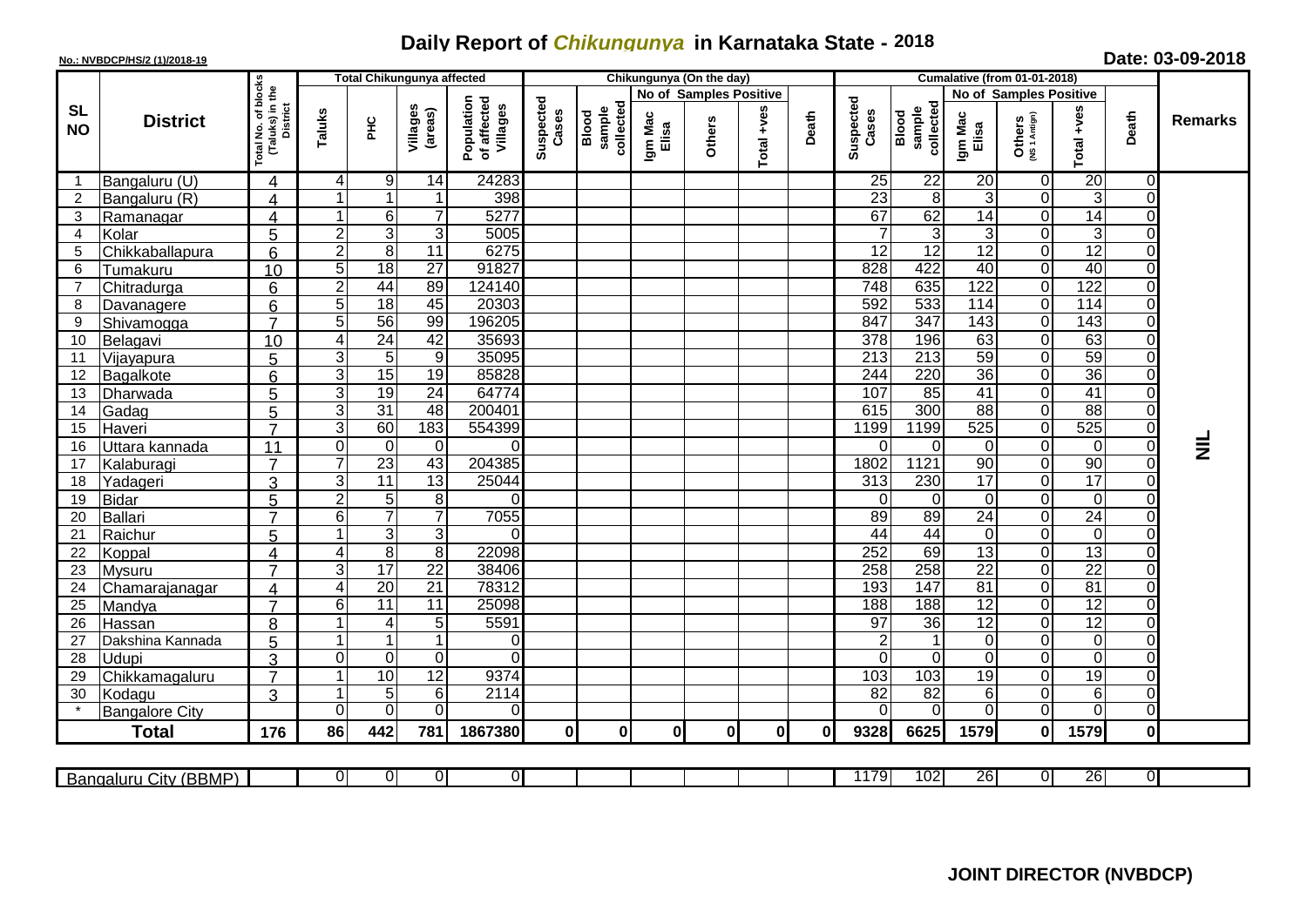# Daily Report of *Chikungunya* in Karnataka State - 2018

**No.: NVBDCP/HS/2 (1)/2018-19**

**Date: 03-09-2018**

| SL NO | District | Total No. of blocks (Taluks) in the District | Total Chikungunya affected | | | | Chikungunya (On the day) | | | | | | | Cumalative (from 01-01-2018) | | | | | | | Remarks |
|---|---|---|---|---|---|---|---|---|---|---|---|---|---|---|---|---|---|---|---|---|---|
| | | | Taluks | PHC | Villages (areas) | Population of affected Villages | Suspected Cases | Blood sample collected | No of Samples Positive | | | Death | Suspected Cases | Blood sample collected | No of Samples Positive | | | Death | |
| | | | | | | | | | Igm Mac Elisa | Others | Total +ves | | | | Igm Mac Elisa | Others (NS 1 Antign) | Total +ves | | |
| 1 | Bangaluru (U) | 4 | 4 | 9 | 14 | 24283 | | | | | | | 25 | 22 | 20 | 0 | 20 | 0 | NIL |
| 2 | Bangaluru (R) | 4 | 1 | 1 | 1 | 398 | | | | | | | 23 | 8 | 3 | 0 | 3 | 0 | |
| 3 | Ramanagar | 4 | 1 | 6 | 7 | 5277 | | | | | | | 67 | 62 | 14 | 0 | 14 | 0 | |
| 4 | Kolar | 5 | 2 | 3 | 3 | 5005 | | | | | | | 7 | 3 | 3 | 0 | 3 | 0 | |
| 5 | Chikkaballapura | 6 | 2 | 8 | 11 | 6275 | | | | | | | 12 | 12 | 12 | 0 | 12 | 0 | |
| 6 | Tumakuru | 10 | 5 | 18 | 27 | 91827 | | | | | | | 828 | 422 | 40 | 0 | 40 | 0 | |
| 7 | Chitradurga | 6 | 2 | 44 | 89 | 124140 | | | | | | | 748 | 635 | 122 | 0 | 122 | 0 | |
| 8 | Davanagere | 6 | 5 | 18 | 45 | 20303 | | | | | | | 592 | 533 | 114 | 0 | 114 | 0 | |
| 9 | Shivamogga | 7 | 5 | 56 | 99 | 196205 | | | | | | | 847 | 347 | 143 | 0 | 143 | 0 | |
| 10 | Belagavi | 10 | 4 | 24 | 42 | 35693 | | | | | | | 378 | 196 | 63 | 0 | 63 | 0 | |
| 11 | Vijayapura | 5 | 3 | 5 | 9 | 35095 | | | | | | | 213 | 213 | 59 | 0 | 59 | 0 | |
| 12 | Bagalkote | 6 | 3 | 15 | 19 | 85828 | | | | | | | 244 | 220 | 36 | 0 | 36 | 0 | |
| 13 | Dharwada | 5 | 3 | 19 | 24 | 64774 | | | | | | | 107 | 85 | 41 | 0 | 41 | 0 | |
| 14 | Gadag | 5 | 3 | 31 | 48 | 200401 | | | | | | | 615 | 300 | 88 | 0 | 88 | 0 | |
| 15 | Haveri | 7 | 3 | 60 | 183 | 554399 | | | | | | | 1199 | 1199 | 525 | 0 | 525 | 0 | |
| 16 | Uttara kannada | 11 | 0 | 0 | 0 | 0 | | | | | | | 0 | 0 | 0 | 0 | 0 | 0 | |
| 17 | Kalaburagi | 7 | 7 | 23 | 43 | 204385 | | | | | | | 1802 | 1121 | 90 | 0 | 90 | 0 | |
| 18 | Yadageri | 3 | 3 | 11 | 13 | 25044 | | | | | | | 313 | 230 | 17 | 0 | 17 | 0 | |
| 19 | Bidar | 5 | 2 | 5 | 8 | 0 | | | | | | | 0 | 0 | 0 | 0 | 0 | 0 | |
| 20 | Ballari | 7 | 6 | 7 | 7 | 7055 | | | | | | | 89 | 89 | 24 | 0 | 24 | 0 | |
| 21 | Raichur | 5 | 1 | 3 | 3 | 0 | | | | | | | 44 | 44 | 0 | 0 | 0 | 0 | |
| 22 | Koppal | 4 | 4 | 8 | 8 | 22098 | | | | | | | 252 | 69 | 13 | 0 | 13 | 0 | |
| 23 | Mysuru | 7 | 3 | 17 | 22 | 38406 | | | | | | | 258 | 258 | 22 | 0 | 22 | 0 | |
| 24 | Chamarajanagar | 4 | 4 | 20 | 21 | 78312 | | | | | | | 193 | 147 | 81 | 0 | 81 | 0 | |
| 25 | Mandya | 7 | 6 | 11 | 11 | 25098 | | | | | | | 188 | 188 | 12 | 0 | 12 | 0 | |
| 26 | Hassan | 8 | 1 | 4 | 5 | 5591 | | | | | | | 97 | 36 | 12 | 0 | 12 | 0 | |
| 27 | Dakshina Kannada | 5 | 1 | 1 | 1 | 0 | | | | | | | 2 | 1 | 0 | 0 | 0 | 0 | |
| 28 | Udupi | 3 | 0 | 0 | 0 | 0 | | | | | | | 0 | 0 | 0 | 0 | 0 | 0 | |
| 29 | Chikkamagaluru | 7 | 1 | 10 | 12 | 9374 | | | | | | | 103 | 103 | 19 | 0 | 19 | 0 | |
| 30 | Kodagu | 3 | 1 | 5 | 6 | 2114 | | | | | | | 82 | 82 | 6 | 0 | 6 | 0 | |
| * | Bangalore City | | 0 | 0 | 0 | 0 | | | | | | | 0 | 0 | 0 | 0 | 0 | 0 | |
| **Total** | | **176** | **86** | **442** | **781** | **1867380** | **0** | **0** | **0** | **0** | **0** | **0** | **9328** | **6625** | **1579** | **0** | **1579** | **0** | |

| | | | | | | | | | | | | | | | | | | |
|---|---|---|---|---|---|---|---|---|---|---|---|---|---|---|---|---|---|---|
| Bangaluru City (BBMP) | | 0 | 0 | 0 | 0 | | | | | | | 1179 | 102 | 26 | 0 | 26 | 0 | |

**JOINT DIRECTOR (NVBDCP)**